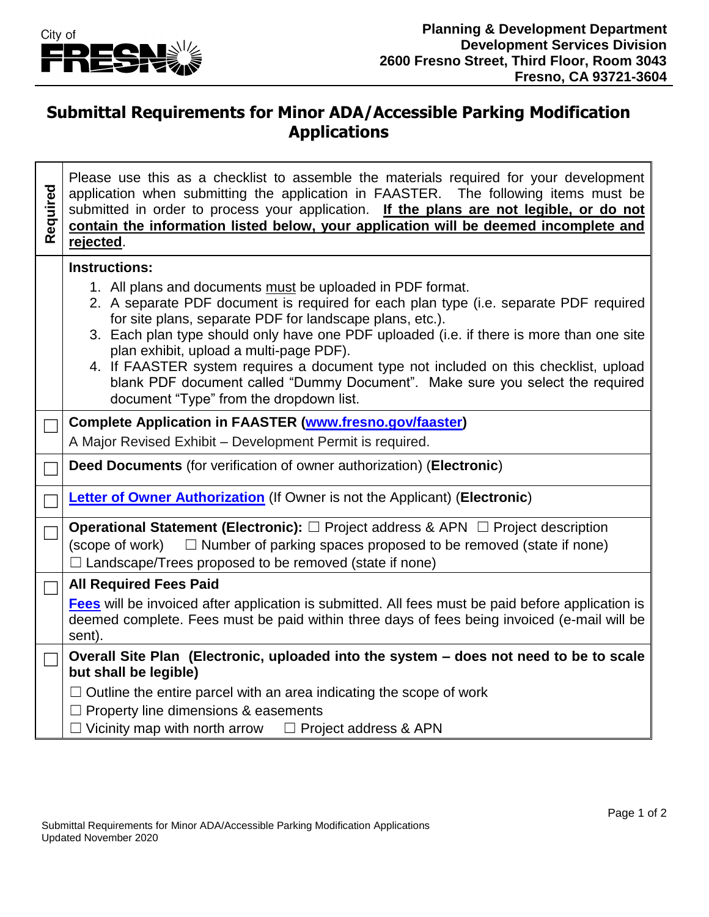City of FRESNO

**Planning & Development Department**
**Development Services Division**
**2600 Fresno Street, Third Floor, Room 3043**
**Fresno, CA 93721-3604**

# Submittal Requirements for Minor ADA/Accessible Parking Modification Applications

| Required | |
|---|---|
| | Please use this as a checklist to assemble the materials required for your development application when submitting the application in FAASTER. The following items must be submitted in order to process your application. **If the plans are not legible, or do not contain the information listed below, your application will be deemed incomplete and rejected**. |
| | **Instructions:**<br>1. All plans and documents must be uploaded in PDF format.<br>2. A separate PDF document is required for each plan type (i.e. separate PDF required for site plans, separate PDF for landscape plans, etc.).<br>3. Each plan type should only have one PDF uploaded (i.e. if there is more than one site plan exhibit, upload a multi-page PDF).<br>4. If FAASTER system requires a document type not included on this checklist, upload blank PDF document called "Dummy Document". Make sure you select the required document "Type" from the dropdown list. |
| ☐ | **Complete Application in FAASTER (www.fresno.gov/faaster)**<br>A Major Revised Exhibit – Development Permit is required. |
| ☐ | **Deed Documents** (for verification of owner authorization) (**Electronic**) |
| ☐ | **Letter of Owner Authorization** (If Owner is not the Applicant) (**Electronic**) |
| ☐ | **Operational Statement (Electronic):** ☐ Project address & APN ☐ Project description (scope of work) ☐ Number of parking spaces proposed to be removed (state if none) ☐ Landscape/Trees proposed to be removed (state if none) |
| ☐ | **All Required Fees Paid**<br>**Fees** will be invoiced after application is submitted. All fees must be paid before application is deemed complete. Fees must be paid within three days of fees being invoiced (e-mail will be sent). |
| ☐ | **Overall Site Plan (Electronic, uploaded into the system – does not need to be to scale but shall be legible)**<br>☐ Outline the entire parcel with an area indicating the scope of work<br>☐ Property line dimensions & easements<br>☐ Vicinity map with north arrow ☐ Project address & APN |

Submittal Requirements for Minor ADA/Accessible Parking Modification Applications
Updated November 2020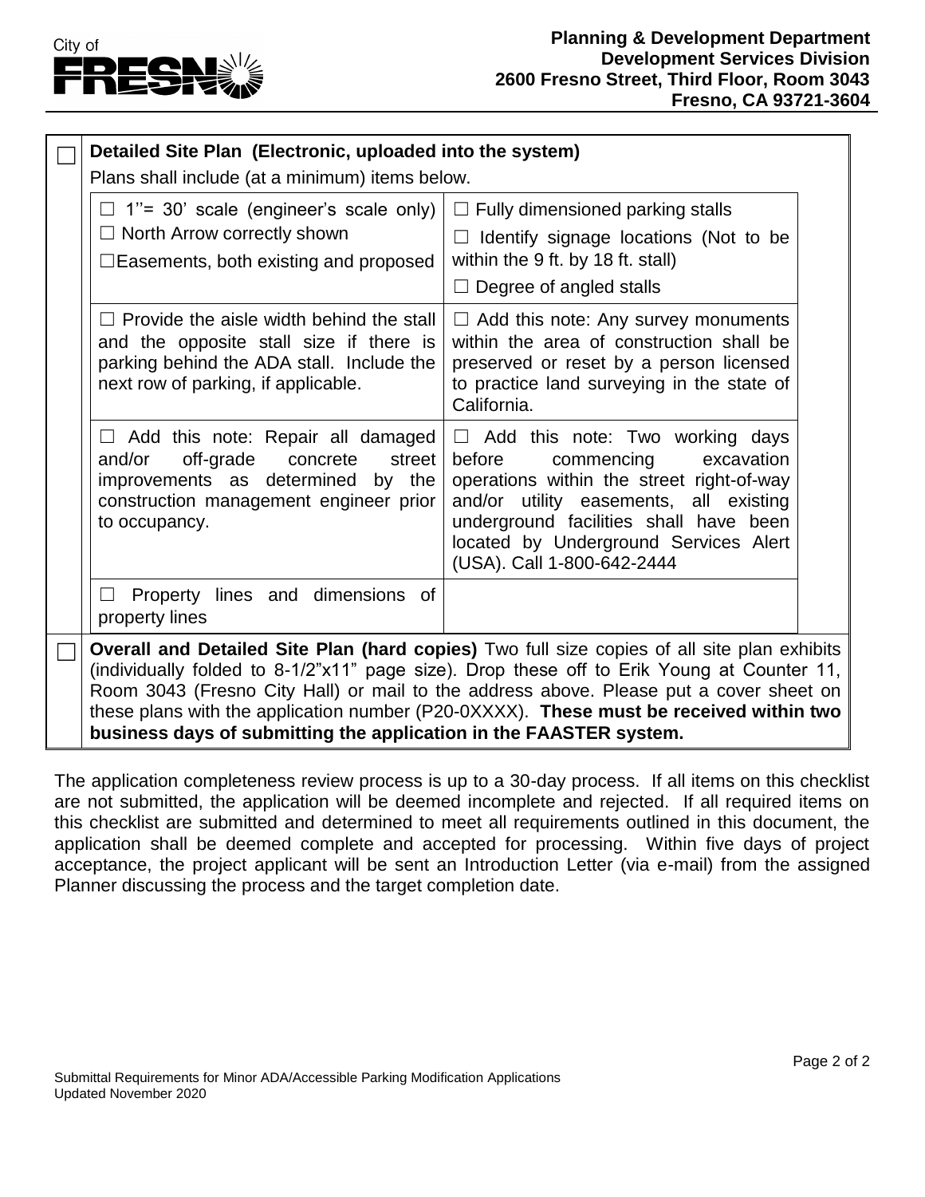City of FRESNO

**Planning & Development Department**
**Development Services Division**
**2600 Fresno Street, Third Floor, Room 3043**
**Fresno, CA 93721-3604**

| | | |
|---|---|---|
| ☐ | **Detailed Site Plan (Electronic, uploaded into the system)**<br>Plans shall include (at a minimum) items below. | |
| | ☐ 1''= 30' scale (engineer's scale only)<br>☐ North Arrow correctly shown<br>☐ Easements, both existing and proposed | ☐ Fully dimensioned parking stalls<br>☐ Identify signage locations (Not to be within the 9 ft. by 18 ft. stall)<br>☐ Degree of angled stalls |
| | ☐ Provide the aisle width behind the stall and the opposite stall size if there is parking behind the ADA stall. Include the next row of parking, if applicable. | ☐ Add this note: Any survey monuments within the area of construction shall be preserved or reset by a person licensed to practice land surveying in the state of California. |
| | ☐ Add this note: Repair all damaged and/or off-grade concrete street improvements as determined by the construction management engineer prior to occupancy. | ☐ Add this note: Two working days before commencing excavation operations within the street right-of-way and/or utility easements, all existing underground facilities shall have been located by Underground Services Alert (USA). Call 1-800-642-2444 |
| | ☐ Property lines and dimensions of property lines | |
| ☐ | **Overall and Detailed Site Plan (hard copies)** Two full size copies of all site plan exhibits (individually folded to 8-1/2"x11" page size). Drop these off to Erik Young at Counter 11, Room 3043 (Fresno City Hall) or mail to the address above. Please put a cover sheet on these plans with the application number (P20-0XXXX). **These must be received within two business days of submitting the application in the FAASTER system.** | |

The application completeness review process is up to a 30-day process. If all items on this checklist are not submitted, the application will be deemed incomplete and rejected. If all required items on this checklist are submitted and determined to meet all requirements outlined in this document, the application shall be deemed complete and accepted for processing. Within five days of project acceptance, the project applicant will be sent an Introduction Letter (via e-mail) from the assigned Planner discussing the process and the target completion date.

Submittal Requirements for Minor ADA/Accessible Parking Modification Applications
Updated November 2020